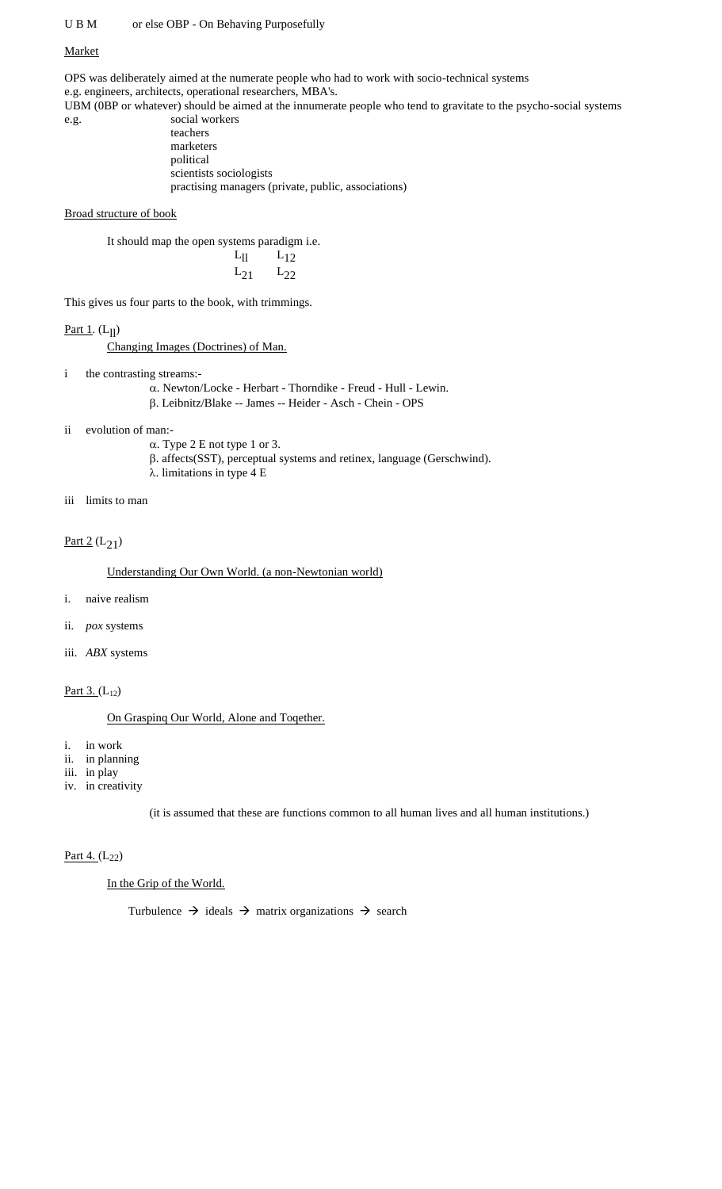U B M  or else OBP - On Behaving Purposefully

Market

OPS was deliberately aimed at the numerate people who had to work with socio-technical systems
e.g. engineers, architects, operational researchers, MBA's.
UBM (0BP or whatever) should be aimed at the innumerate people who tend to gravitate to the psycho-social systems
e.g.
- social workers
- teachers
- marketers
- political
- scientists sociologists
- practising managers (private, public, associations)

Broad structure of book

It should map the open systems paradigm i.e.

$$\begin{matrix} L_{11} & L_{12} \\ L_{21} & L_{22} \end{matrix}$$

This gives us four parts to the book, with trimmings.

Part 1. ($L_{11}$)

Changing Images (Doctrines) of Man.

i the contrasting streams:-
- α. Newton/Locke - Herbart - Thorndike - Freud - Hull - Lewin.
- β. Leibnitz/Blake -- James -- Heider - Asch - Chein - OPS

ii evolution of man:-
- α. Type 2 E not type 1 or 3.
- β. affects(SST), perceptual systems and retinex, language (Gerschwind).
- λ. limitations in type 4 E

iii limits to man

Part 2 ($L_{21}$)

Understanding Our Own World. (a non-Newtonian world)

i. naive realism

ii. *pox* systems

iii. *ABX* systems

Part 3. ($L_{12}$)

On Grasping Our World, Alone and Together.

i. in work
ii. in planning
iii. in play
iv. in creativity

(it is assumed that these are functions common to all human lives and all human institutions.)

Part 4. ($L_{22}$)

In the Grip of the World.

Turbulence → ideals → matrix organizations → search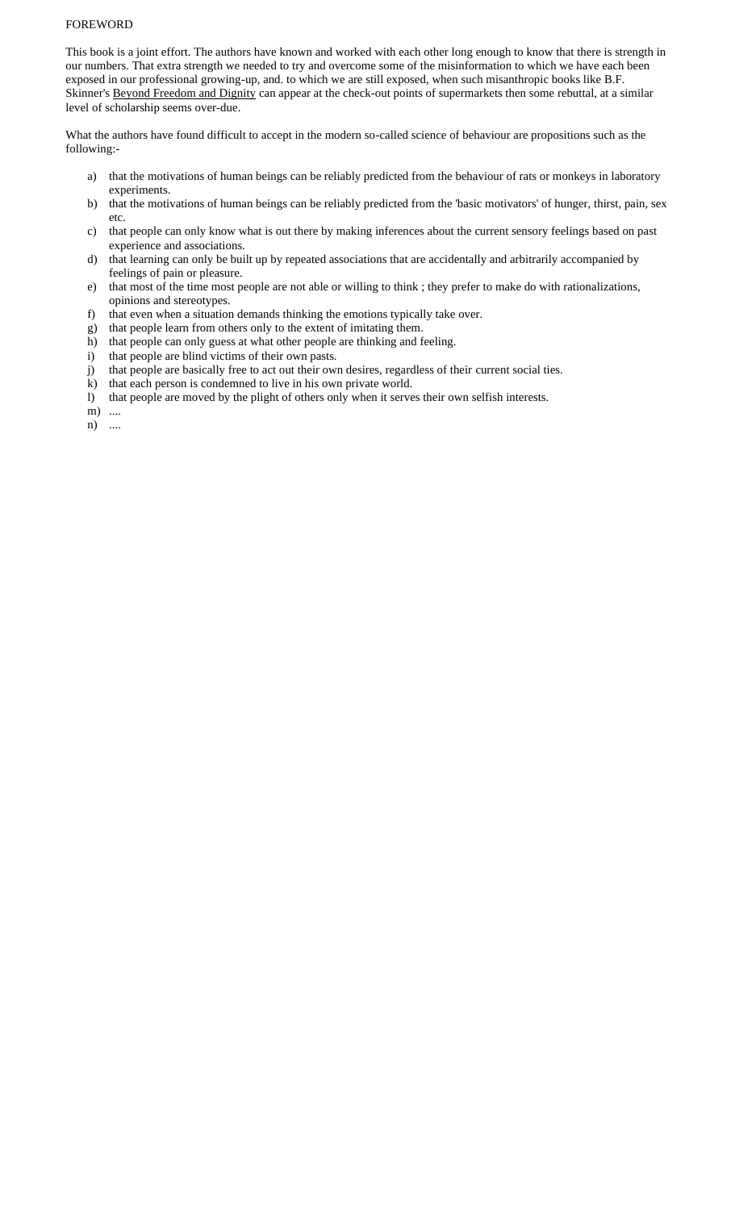# FOREWORD

This book is a joint effort. The authors have known and worked with each other long enough to know that there is strength in our numbers. That extra strength we needed to try and overcome some of the misinformation to which we have each been exposed in our professional growing-up, and. to which we are still exposed, when such misanthropic books like B.F. Skinner's Beyond Freedom and Dignity can appear at the check-out points of supermarkets then some rebuttal, at a similar level of scholarship seems over-due.

What the authors have found difficult to accept in the modern so-called science of behaviour are propositions such as the following:-

a) that the motivations of human beings can be reliably predicted from the behaviour of rats or monkeys in laboratory experiments.
b) that the motivations of human beings can be reliably predicted from the 'basic motivators' of hunger, thirst, pain, sex etc.
c) that people can only know what is out there by making inferences about the current sensory feelings based on past experience and associations.
d) that learning can only be built up by repeated associations that are accidentally and arbitrarily accompanied by feelings of pain or pleasure.
e) that most of the time most people are not able or willing to think ; they prefer to make do with rationalizations, opinions and stereotypes.
f) that even when a situation demands thinking the emotions typically take over.
g) that people learn from others only to the extent of imitating them.
h) that people can only guess at what other people are thinking and feeling.
i) that people are blind victims of their own pasts.
j) that people are basically free to act out their own desires, regardless of their current social ties.
k) that each person is condemned to live in his own private world.
l) that people are moved by the plight of others only when it serves their own selfish interests.
m) ....
n) ....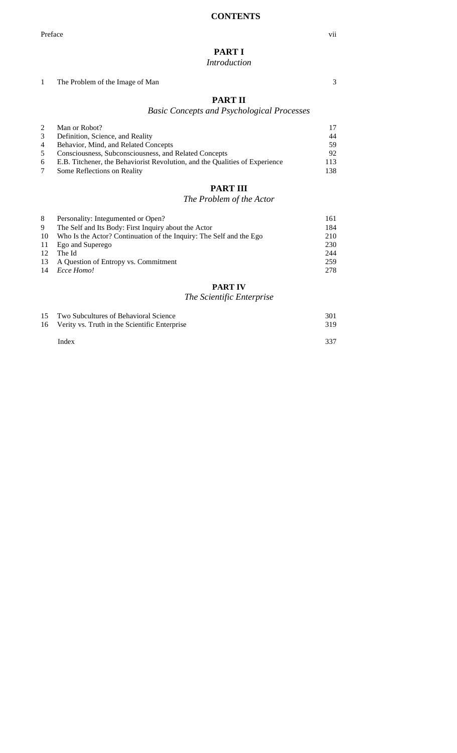# CONTENTS

| | | |
|---|---|---|
| | Preface | vii |

## PART I
*Introduction*

| | | |
|---|---|---|
| 1 | The Problem of the Image of Man | 3 |

## PART II
*Basic Concepts and Psychological Processes*

| | | |
|---|---|---|
| 2 | Man or Robot? | 17 |
| 3 | Definition, Science, and Reality | 44 |
| 4 | Behavior, Mind, and Related Concepts | 59 |
| 5 | Consciousness, Subconsciousness, and Related Concepts | 92 |
| 6 | E.B. Titchener, the Behaviorist Revolution, and the Qualities of Experience | 113 |
| 7 | Some Reflections on Reality | 138 |

## PART III
*The Problem of the Actor*

| | | |
|---|---|---|
| 8 | Personality: Integumented or Open? | 161 |
| 9 | The Self and Its Body: First Inquiry about the Actor | 184 |
| 10 | Who Is the Actor? Continuation of the Inquiry: The Self and the Ego | 210 |
| 11 | Ego and Superego | 230 |
| 12 | The Id | 244 |
| 13 | A Question of Entropy vs. Commitment | 259 |
| 14 | *Ecce Homo!* | 278 |

## PART IV
*The Scientific Enterprise*

| | | |
|---|---|---|
| 15 | Two Subcultures of Behavioral Science | 301 |
| 16 | Verity vs. Truth in the Scientific Enterprise | 319 |
| | Index | 337 |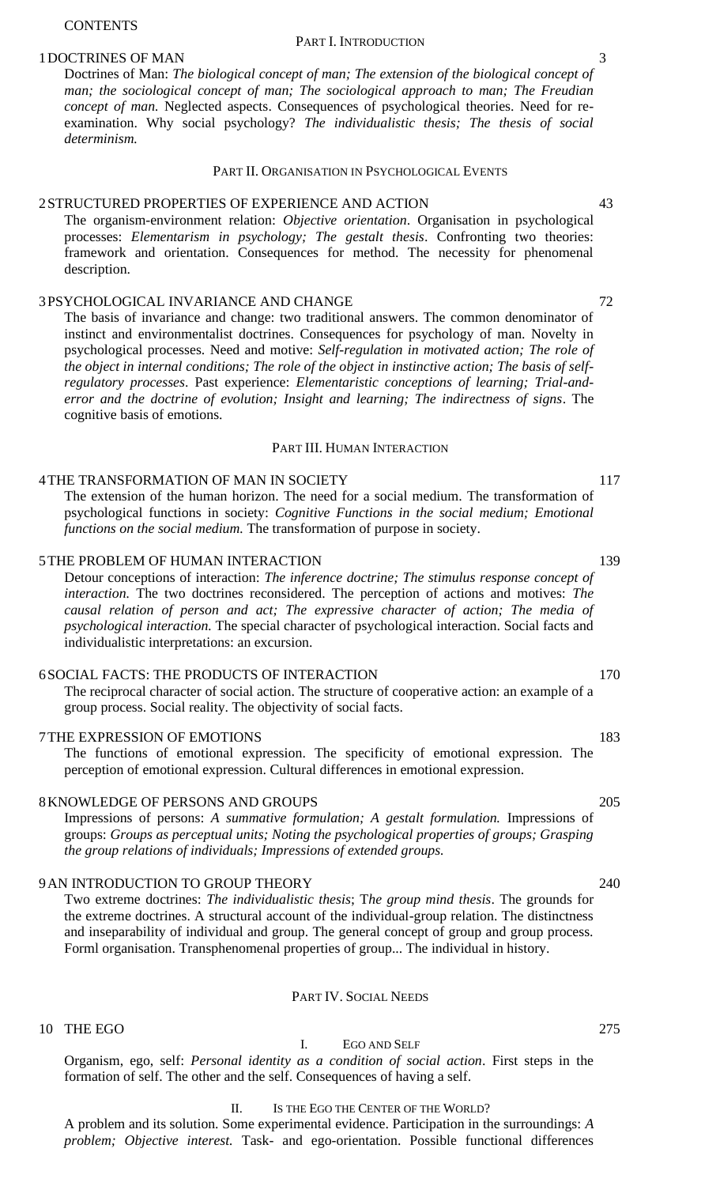CONTENTS

## Part I. Introduction

**1 DOCTRINES OF MAN** 3

Doctrines of Man: *The biological concept of man; The extension of the biological concept of man; the sociological concept of man; The sociological approach to man; The Freudian concept of man.* Neglected aspects. Consequences of psychological theories. Need for re-examination. Why social psychology? *The individualistic thesis; The thesis of social determinism.*

## Part II. Organisation in Psychological Events

**2 STRUCTURED PROPERTIES OF EXPERIENCE AND ACTION** 43

The organism-environment relation: *Objective orientation*. Organisation in psychological processes: *Elementarism in psychology; The gestalt thesis*. Confronting two theories: framework and orientation. Consequences for method. The necessity for phenomenal description.

**3 PSYCHOLOGICAL INVARIANCE AND CHANGE** 72

The basis of invariance and change: two traditional answers. The common denominator of instinct and environmentalist doctrines. Consequences for psychology of man. Novelty in psychological processes. Need and motive: *Self-regulation in motivated action; The role of the object in internal conditions; The role of the object in instinctive action; The basis of self-regulatory processes*. Past experience: *Elementaristic conceptions of learning; Trial-and-error and the doctrine of evolution; Insight and learning; The indirectness of signs*. The cognitive basis of emotions.

## Part III. Human Interaction

**4 THE TRANSFORMATION OF MAN IN SOCIETY** 117

The extension of the human horizon. The need for a social medium. The transformation of psychological functions in society: *Cognitive Functions in the social medium; Emotional functions on the social medium.* The transformation of purpose in society.

**5 THE PROBLEM OF HUMAN INTERACTION** 139

Detour conceptions of interaction: *The inference doctrine; The stimulus response concept of interaction.* The two doctrines reconsidered. The perception of actions and motives: *The causal relation of person and act; The expressive character of action; The media of psychological interaction.* The special character of psychological interaction. Social facts and individualistic interpretations: an excursion.

**6 SOCIAL FACTS: THE PRODUCTS OF INTERACTION** 170

The reciprocal character of social action. The structure of cooperative action: an example of a group process. Social reality. The objectivity of social facts.

**7 THE EXPRESSION OF EMOTIONS** 183

The functions of emotional expression. The specificity of emotional expression. The perception of emotional expression. Cultural differences in emotional expression.

**8 KNOWLEDGE OF PERSONS AND GROUPS** 205

Impressions of persons: *A summative formulation; A gestalt formulation.* Impressions of groups: *Groups as perceptual units; Noting the psychological properties of groups; Grasping the group relations of individuals; Impressions of extended groups.*

**9 AN INTRODUCTION TO GROUP THEORY** 240

Two extreme doctrines: *The individualistic thesis*; T*he group mind thesis*. The grounds for the extreme doctrines. A structural account of the individual-group relation. The distinctness and inseparability of individual and group. The general concept of group and group process. Forml organisation. Transphenomenal properties of group... The individual in history.

## Part IV. Social Needs

**10 THE EGO** 275

### I. Ego and Self

Organism, ego, self: *Personal identity as a condition of social action*. First steps in the formation of self. The other and the self. Consequences of having a self.

### II. Is the Ego the Center of the World?

A problem and its solution. Some experimental evidence. Participation in the surroundings: *A problem; Objective interest.* Task- and ego-orientation. Possible functional differences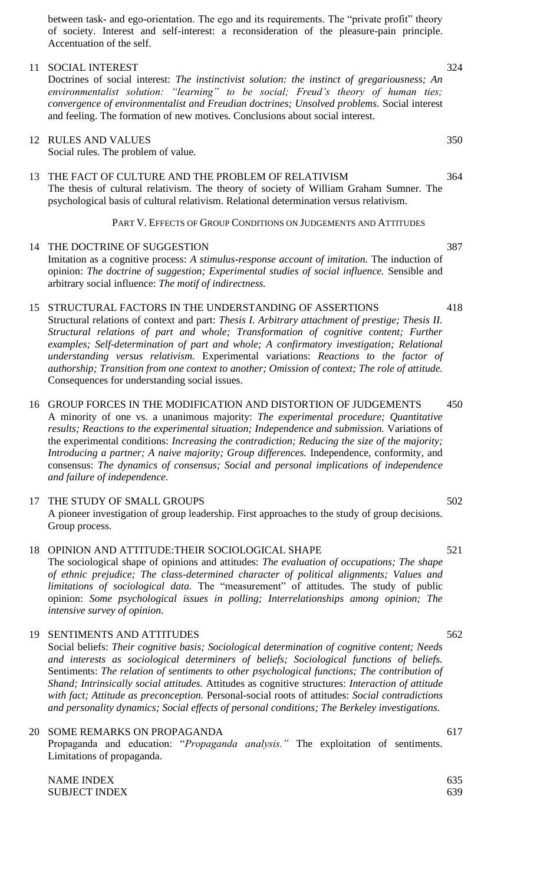between task- and ego-orientation. The ego and its requirements. The "private profit" theory of society. Interest and self-interest: a reconsideration of the pleasure-pain principle. Accentuation of the self.

11 SOCIAL INTEREST 324

Doctrines of social interest: *The instinctivist solution: the instinct of gregariousness; An environmentalist solution: "learning" to be social; Freud's theory of human ties; convergence of environmentalist and Freudian doctrines; Unsolved problems.* Social interest and feeling. The formation of new motives. Conclusions about social interest.

12 RULES AND VALUES 350

Social rules. The problem of value.

13 THE FACT OF CULTURE AND THE PROBLEM OF RELATIVISM 364

The thesis of cultural relativism. The theory of society of William Graham Sumner. The psychological basis of cultural relativism. Relational determination versus relativism.

PART V. EFFECTS OF GROUP CONDITIONS ON JUDGEMENTS AND ATTITUDES

14 THE DOCTRINE OF SUGGESTION 387

Imitation as a cognitive process: *A stimulus-response account of imitation.* The induction of opinion: *The doctrine of suggestion; Experimental studies of social influence.* Sensible and arbitrary social influence: *The motif of indirectness.*

15 STRUCTURAL FACTORS IN THE UNDERSTANDING OF ASSERTIONS 418

Structural relations of context and part: *Thesis I. Arbitrary attachment of prestige; Thesis II. Structural relations of part and whole; Transformation of cognitive content; Further examples; Self-determination of part and whole; A confirmatory investigation; Relational understanding versus relativism.* Experimental variations: *Reactions to the factor of authorship; Transition from one context to another; Omission of context; The role of attitude.* Consequences for understanding social issues.

16 GROUP FORCES IN THE MODIFICATION AND DISTORTION OF JUDGEMENTS 450

A minority of one vs. a unanimous majority: *The experimental procedure; Quantitative results; Reactions to the experimental situation; Independence and submission.* Variations of the experimental conditions: *Increasing the contradiction; Reducing the size of the majority; Introducing a partner; A naive majority; Group differences.* Independence, conformity, and consensus: *The dynamics of consensus; Social and personal implications of independence and failure of independence.*

17 THE STUDY OF SMALL GROUPS 502

A pioneer investigation of group leadership. First approaches to the study of group decisions. Group process.

18 OPINION AND ATTITUDE:THEIR SOCIOLOGICAL SHAPE 521

The sociological shape of opinions and attitudes: *The evaluation of occupations; The shape of ethnic prejudice; The class-determined character of political alignments; Values and limitations of sociological data.* The "measurement" of attitudes. The study of public opinion: *Some psychological issues in polling; Interrelationships among opinion; The intensive survey of opinion.*

19 SENTIMENTS AND ATTITUDES 562

Social beliefs: *Their cognitive basis; Sociological determination of cognitive content; Needs and interests as sociological determiners of beliefs; Sociological functions of beliefs.* Sentiments: *The relation of sentiments to other psychological functions; The contribution of Shand; Intrinsically social attitudes.* Attitudes as cognitive structures: *Interaction of attitude with fact; Attitude as preconception.* Personal-social roots of attitudes: *Social contradictions and personality dynamics; Social effects of personal conditions; The Berkeley investigations.*

20 SOME REMARKS ON PROPAGANDA 617

Propaganda and education: "*Propaganda analysis.*" The exploitation of sentiments. Limitations of propaganda.

NAME INDEX 635

SUBJECT INDEX 639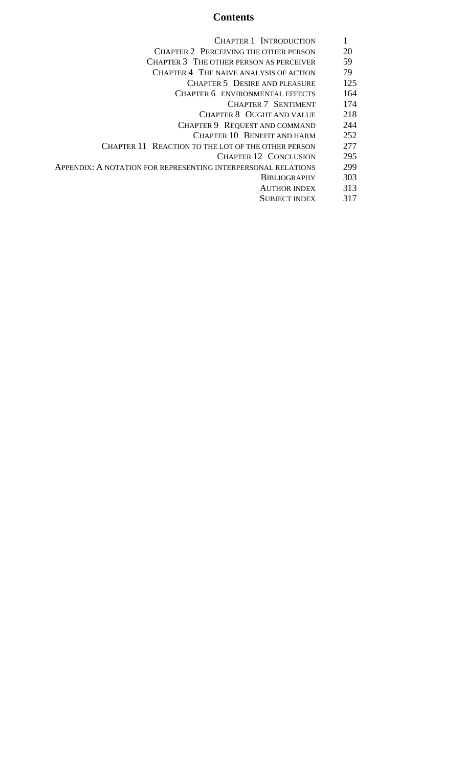# Contents

| | |
|---|---|
| Chapter 1 Introduction | 1 |
| Chapter 2 Perceiving the other person | 20 |
| Chapter 3 The other person as perceiver | 59 |
| Chapter 4 The naive analysis of action | 79 |
| Chapter 5 Desire and pleasure | 125 |
| Chapter 6 environmental effects | 164 |
| Chapter 7 Sentiment | 174 |
| Chapter 8 Ought and value | 218 |
| Chapter 9 Request and command | 244 |
| Chapter 10 Benefit and harm | 252 |
| Chapter 11 Reaction to the lot of the other person | 277 |
| Chapter 12 Conclusion | 295 |
| Appendix: A notation for representing interpersonal relations | 299 |
| Bibliography | 303 |
| Author index | 313 |
| Subject index | 317 |